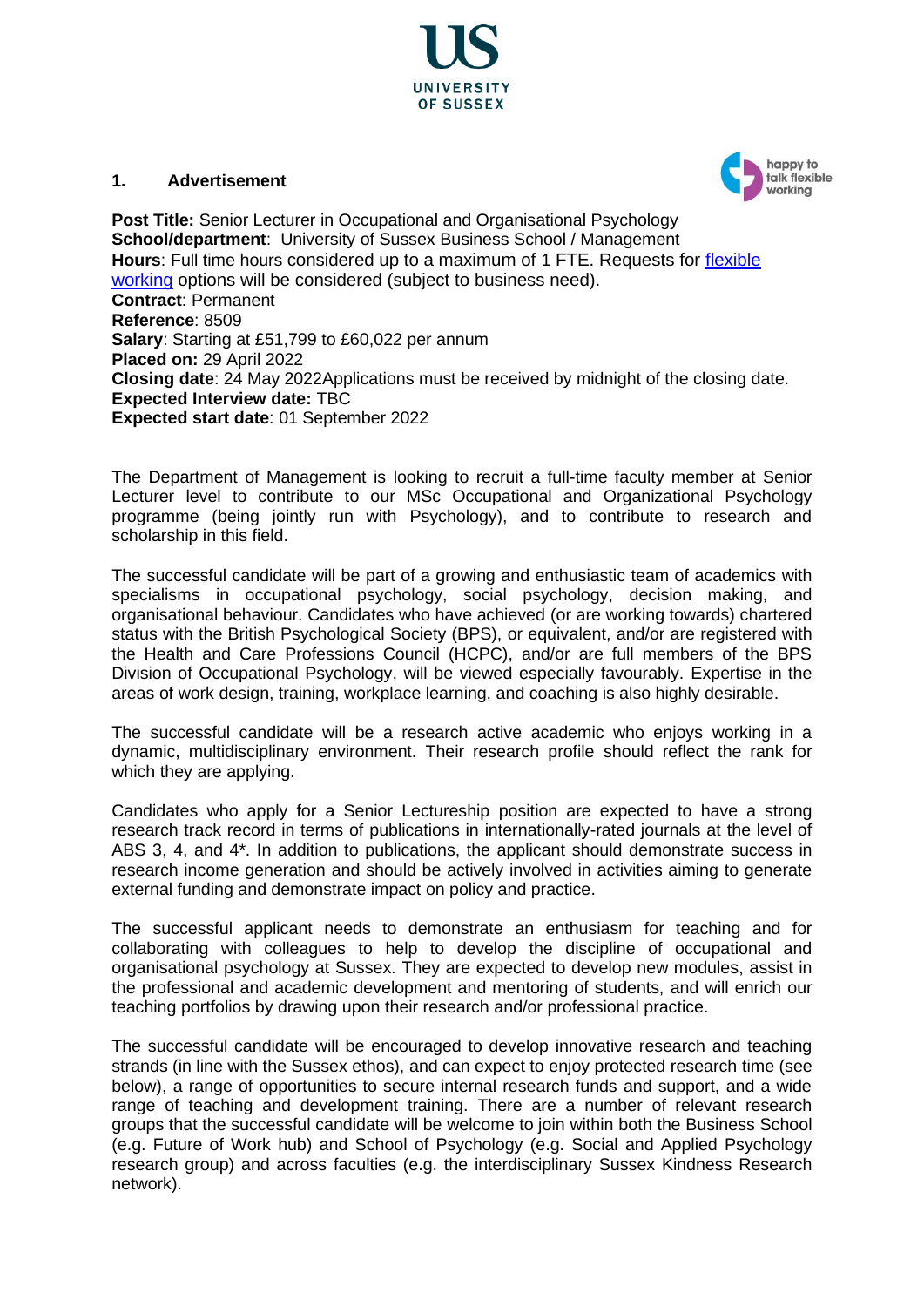UNIVERSITY OF SUSSEX

## 1. Advertisement

happy to talk flexible working

**Post Title:** Senior Lecturer in Occupational and Organisational Psychology
**School/department**: University of Sussex Business School / Management
**Hours**: Full time hours considered up to a maximum of 1 FTE. Requests for flexible working options will be considered (subject to business need).
**Contract**: Permanent
**Reference**: 8509
**Salary**: Starting at £51,799 to £60,022 per annum
**Placed on:** 29 April 2022
**Closing date**: 24 May 2022Applications must be received by midnight of the closing date.
**Expected Interview date:** TBC
**Expected start date**: 01 September 2022

The Department of Management is looking to recruit a full-time faculty member at Senior Lecturer level to contribute to our MSc Occupational and Organizational Psychology programme (being jointly run with Psychology), and to contribute to research and scholarship in this field.

The successful candidate will be part of a growing and enthusiastic team of academics with specialisms in occupational psychology, social psychology, decision making, and organisational behaviour. Candidates who have achieved (or are working towards) chartered status with the British Psychological Society (BPS), or equivalent, and/or are registered with the Health and Care Professions Council (HCPC), and/or are full members of the BPS Division of Occupational Psychology, will be viewed especially favourably. Expertise in the areas of work design, training, workplace learning, and coaching is also highly desirable.

The successful candidate will be a research active academic who enjoys working in a dynamic, multidisciplinary environment. Their research profile should reflect the rank for which they are applying.

Candidates who apply for a Senior Lectureship position are expected to have a strong research track record in terms of publications in internationally-rated journals at the level of ABS 3, 4, and 4*. In addition to publications, the applicant should demonstrate success in research income generation and should be actively involved in activities aiming to generate external funding and demonstrate impact on policy and practice.

The successful applicant needs to demonstrate an enthusiasm for teaching and for collaborating with colleagues to help to develop the discipline of occupational and organisational psychology at Sussex. They are expected to develop new modules, assist in the professional and academic development and mentoring of students, and will enrich our teaching portfolios by drawing upon their research and/or professional practice.

The successful candidate will be encouraged to develop innovative research and teaching strands (in line with the Sussex ethos), and can expect to enjoy protected research time (see below), a range of opportunities to secure internal research funds and support, and a wide range of teaching and development training. There are a number of relevant research groups that the successful candidate will be welcome to join within both the Business School (e.g. Future of Work hub) and School of Psychology (e.g. Social and Applied Psychology research group) and across faculties (e.g. the interdisciplinary Sussex Kindness Research network).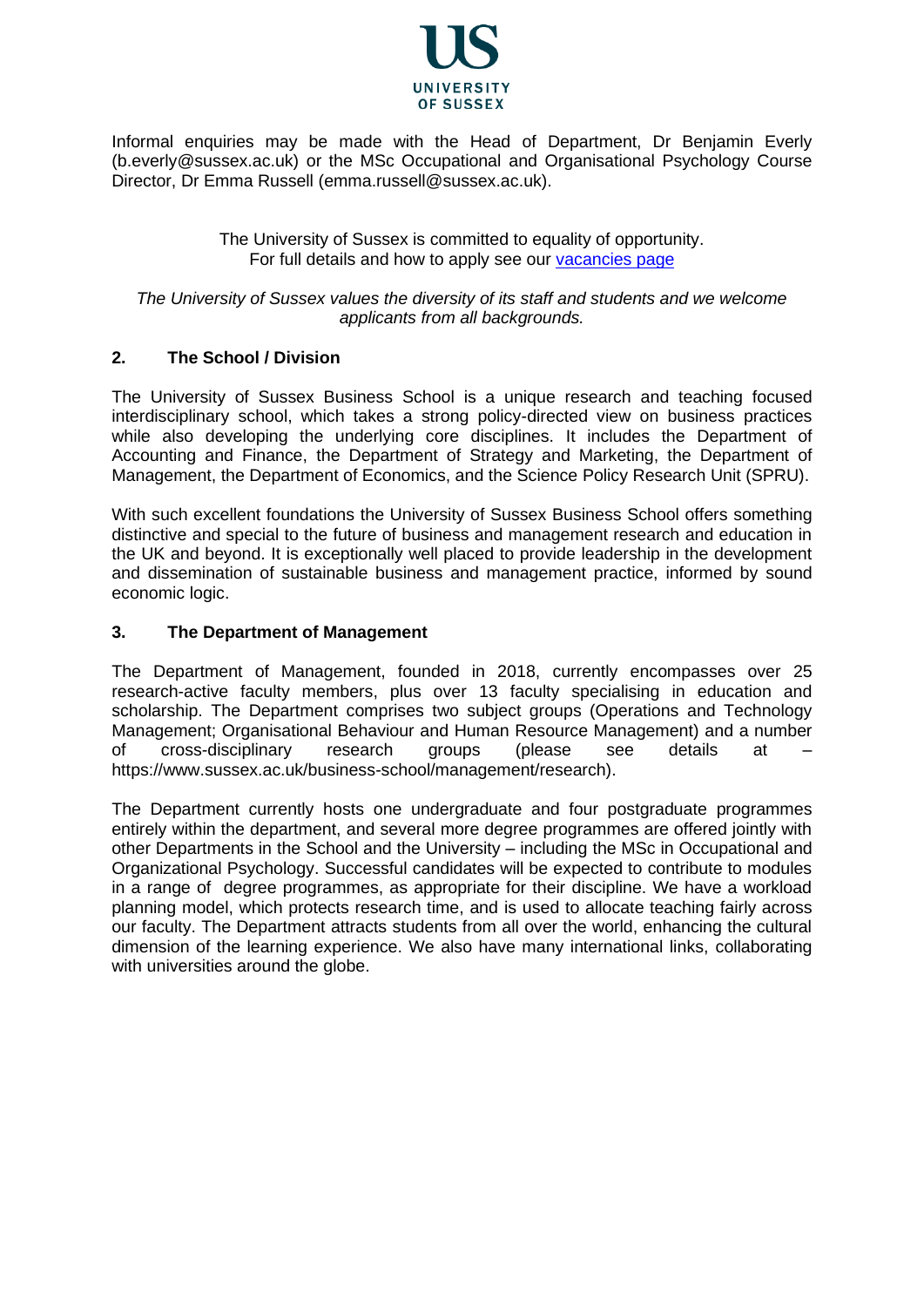Informal enquiries may be made with the Head of Department, Dr Benjamin Everly (b.everly@sussex.ac.uk) or the MSc Occupational and Organisational Psychology Course Director, Dr Emma Russell (emma.russell@sussex.ac.uk).

The University of Sussex is committed to equality of opportunity.
For full details and how to apply see our vacancies page

*The University of Sussex values the diversity of its staff and students and we welcome applicants from all backgrounds.*

## 2. The School / Division

The University of Sussex Business School is a unique research and teaching focused interdisciplinary school, which takes a strong policy-directed view on business practices while also developing the underlying core disciplines. It includes the Department of Accounting and Finance, the Department of Strategy and Marketing, the Department of Management, the Department of Economics, and the Science Policy Research Unit (SPRU).

With such excellent foundations the University of Sussex Business School offers something distinctive and special to the future of business and management research and education in the UK and beyond. It is exceptionally well placed to provide leadership in the development and dissemination of sustainable business and management practice, informed by sound economic logic.

## 3. The Department of Management

The Department of Management, founded in 2018, currently encompasses over 25 research-active faculty members, plus over 13 faculty specialising in education and scholarship. The Department comprises two subject groups (Operations and Technology Management; Organisational Behaviour and Human Resource Management) and a number of cross-disciplinary research groups (please see details at – https://www.sussex.ac.uk/business-school/management/research).

The Department currently hosts one undergraduate and four postgraduate programmes entirely within the department, and several more degree programmes are offered jointly with other Departments in the School and the University – including the MSc in Occupational and Organizational Psychology. Successful candidates will be expected to contribute to modules in a range of degree programmes, as appropriate for their discipline. We have a workload planning model, which protects research time, and is used to allocate teaching fairly across our faculty. The Department attracts students from all over the world, enhancing the cultural dimension of the learning experience. We also have many international links, collaborating with universities around the globe.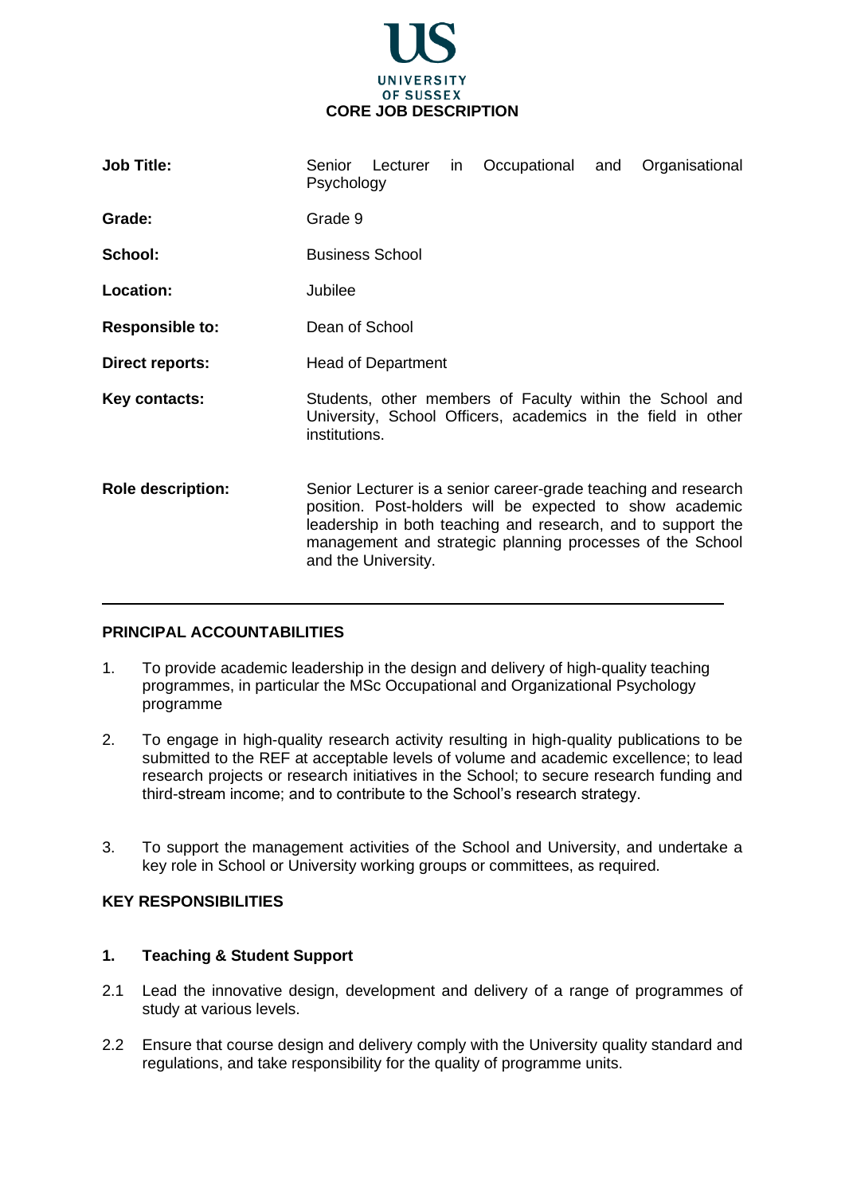UNIVERSITY OF SUSSEX

**CORE JOB DESCRIPTION**

| | |
|---|---|
| **Job Title:** | Senior Lecturer in Occupational and Organisational Psychology |
| **Grade:** | Grade 9 |
| **School:** | Business School |
| **Location:** | Jubilee |
| **Responsible to:** | Dean of School |
| **Direct reports:** | Head of Department |
| **Key contacts:** | Students, other members of Faculty within the School and University, School Officers, academics in the field in other institutions. |
| **Role description:** | Senior Lecturer is a senior career-grade teaching and research position. Post-holders will be expected to show academic leadership in both teaching and research, and to support the management and strategic planning processes of the School and the University. |

## PRINCIPAL ACCOUNTABILITIES

1. To provide academic leadership in the design and delivery of high-quality teaching programmes, in particular the MSc Occupational and Organizational Psychology programme

2. To engage in high-quality research activity resulting in high-quality publications to be submitted to the REF at acceptable levels of volume and academic excellence; to lead research projects or research initiatives in the School; to secure research funding and third-stream income; and to contribute to the School's research strategy.

3. To support the management activities of the School and University, and undertake a key role in School or University working groups or committees, as required.

## KEY RESPONSIBILITIES

### 1. Teaching & Student Support

2.1 Lead the innovative design, development and delivery of a range of programmes of study at various levels.

2.2 Ensure that course design and delivery comply with the University quality standard and regulations, and take responsibility for the quality of programme units.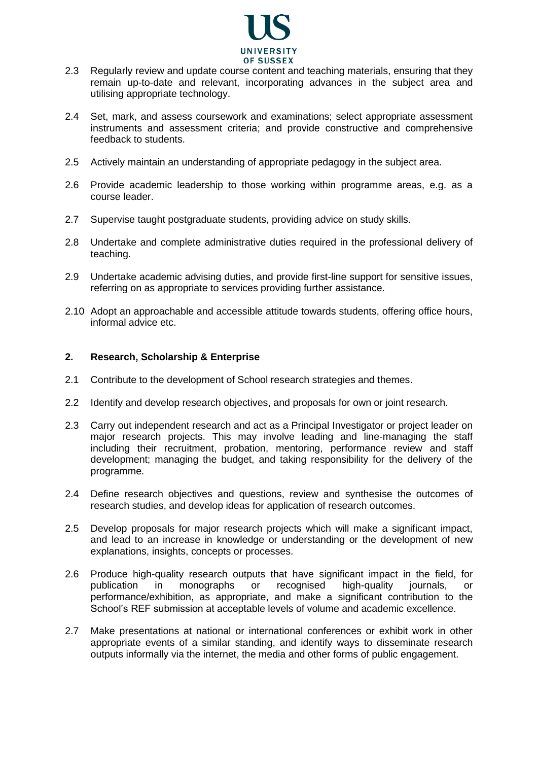2.3 Regularly review and update course content and teaching materials, ensuring that they remain up-to-date and relevant, incorporating advances in the subject area and utilising appropriate technology.

2.4 Set, mark, and assess coursework and examinations; select appropriate assessment instruments and assessment criteria; and provide constructive and comprehensive feedback to students.

2.5 Actively maintain an understanding of appropriate pedagogy in the subject area.

2.6 Provide academic leadership to those working within programme areas, e.g. as a course leader.

2.7 Supervise taught postgraduate students, providing advice on study skills.

2.8 Undertake and complete administrative duties required in the professional delivery of teaching.

2.9 Undertake academic advising duties, and provide first-line support for sensitive issues, referring on as appropriate to services providing further assistance.

2.10 Adopt an approachable and accessible attitude towards students, offering office hours, informal advice etc.

## 2. Research, Scholarship & Enterprise

2.1 Contribute to the development of School research strategies and themes.

2.2 Identify and develop research objectives, and proposals for own or joint research.

2.3 Carry out independent research and act as a Principal Investigator or project leader on major research projects. This may involve leading and line-managing the staff including their recruitment, probation, mentoring, performance review and staff development; managing the budget, and taking responsibility for the delivery of the programme.

2.4 Define research objectives and questions, review and synthesise the outcomes of research studies, and develop ideas for application of research outcomes.

2.5 Develop proposals for major research projects which will make a significant impact, and lead to an increase in knowledge or understanding or the development of new explanations, insights, concepts or processes.

2.6 Produce high-quality research outputs that have significant impact in the field, for publication in monographs or recognised high-quality journals, or performance/exhibition, as appropriate, and make a significant contribution to the School's REF submission at acceptable levels of volume and academic excellence.

2.7 Make presentations at national or international conferences or exhibit work in other appropriate events of a similar standing, and identify ways to disseminate research outputs informally via the internet, the media and other forms of public engagement.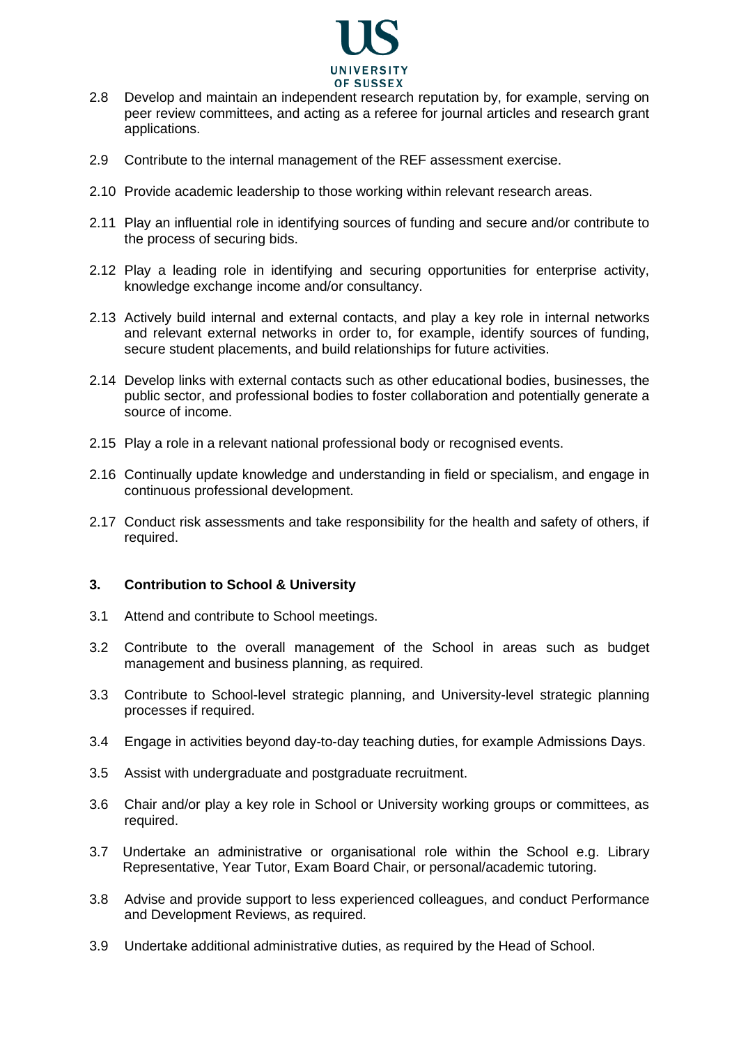2.8 Develop and maintain an independent research reputation by, for example, serving on peer review committees, and acting as a referee for journal articles and research grant applications.

2.9 Contribute to the internal management of the REF assessment exercise.

2.10 Provide academic leadership to those working within relevant research areas.

2.11 Play an influential role in identifying sources of funding and secure and/or contribute to the process of securing bids.

2.12 Play a leading role in identifying and securing opportunities for enterprise activity, knowledge exchange income and/or consultancy.

2.13 Actively build internal and external contacts, and play a key role in internal networks and relevant external networks in order to, for example, identify sources of funding, secure student placements, and build relationships for future activities.

2.14 Develop links with external contacts such as other educational bodies, businesses, the public sector, and professional bodies to foster collaboration and potentially generate a source of income.

2.15 Play a role in a relevant national professional body or recognised events.

2.16 Continually update knowledge and understanding in field or specialism, and engage in continuous professional development.

2.17 Conduct risk assessments and take responsibility for the health and safety of others, if required.

**3. Contribution to School & University**

3.1 Attend and contribute to School meetings.

3.2 Contribute to the overall management of the School in areas such as budget management and business planning, as required.

3.3 Contribute to School-level strategic planning, and University-level strategic planning processes if required.

3.4 Engage in activities beyond day-to-day teaching duties, for example Admissions Days.

3.5 Assist with undergraduate and postgraduate recruitment.

3.6 Chair and/or play a key role in School or University working groups or committees, as required.

3.7 Undertake an administrative or organisational role within the School e.g. Library Representative, Year Tutor, Exam Board Chair, or personal/academic tutoring.

3.8 Advise and provide support to less experienced colleagues, and conduct Performance and Development Reviews, as required.

3.9 Undertake additional administrative duties, as required by the Head of School.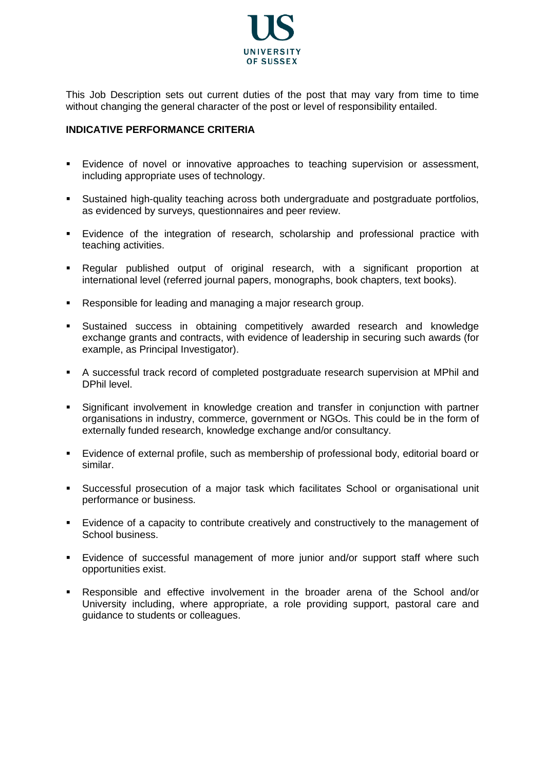This Job Description sets out current duties of the post that may vary from time to time without changing the general character of the post or level of responsibility entailed.

**INDICATIVE PERFORMANCE CRITERIA**

- Evidence of novel or innovative approaches to teaching supervision or assessment, including appropriate uses of technology.
- Sustained high-quality teaching across both undergraduate and postgraduate portfolios, as evidenced by surveys, questionnaires and peer review.
- Evidence of the integration of research, scholarship and professional practice with teaching activities.
- Regular published output of original research, with a significant proportion at international level (referred journal papers, monographs, book chapters, text books).
- Responsible for leading and managing a major research group.
- Sustained success in obtaining competitively awarded research and knowledge exchange grants and contracts, with evidence of leadership in securing such awards (for example, as Principal Investigator).
- A successful track record of completed postgraduate research supervision at MPhil and DPhil level.
- Significant involvement in knowledge creation and transfer in conjunction with partner organisations in industry, commerce, government or NGOs. This could be in the form of externally funded research, knowledge exchange and/or consultancy.
- Evidence of external profile, such as membership of professional body, editorial board or similar.
- Successful prosecution of a major task which facilitates School or organisational unit performance or business.
- Evidence of a capacity to contribute creatively and constructively to the management of School business.
- Evidence of successful management of more junior and/or support staff where such opportunities exist.
- Responsible and effective involvement in the broader arena of the School and/or University including, where appropriate, a role providing support, pastoral care and guidance to students or colleagues.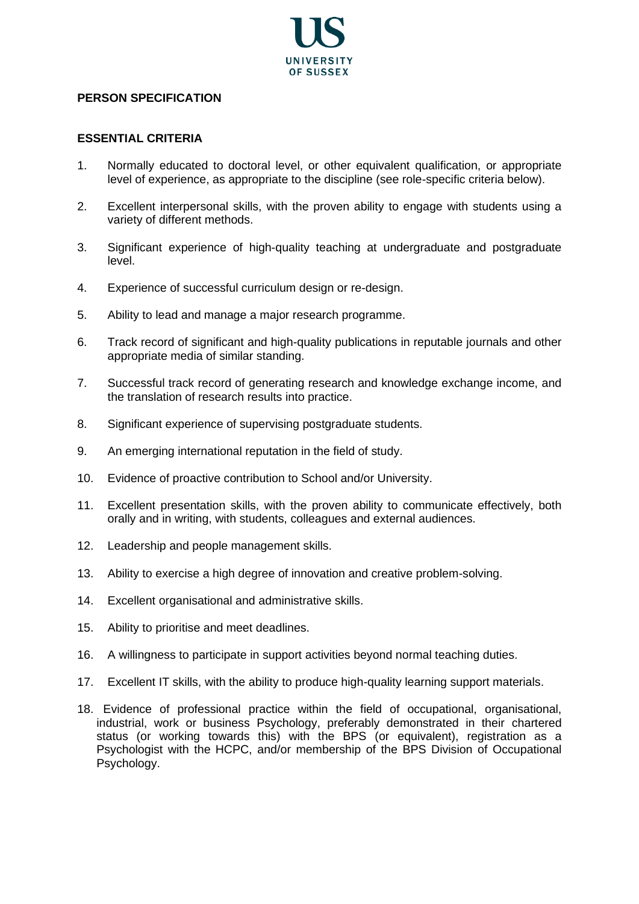UNIVERSITY OF SUSSEX

**PERSON SPECIFICATION**

**ESSENTIAL CRITERIA**

1. Normally educated to doctoral level, or other equivalent qualification, or appropriate level of experience, as appropriate to the discipline (see role-specific criteria below).
2. Excellent interpersonal skills, with the proven ability to engage with students using a variety of different methods.
3. Significant experience of high-quality teaching at undergraduate and postgraduate level.
4. Experience of successful curriculum design or re-design.
5. Ability to lead and manage a major research programme.
6. Track record of significant and high-quality publications in reputable journals and other appropriate media of similar standing.
7. Successful track record of generating research and knowledge exchange income, and the translation of research results into practice.
8. Significant experience of supervising postgraduate students.
9. An emerging international reputation in the field of study.
10. Evidence of proactive contribution to School and/or University.
11. Excellent presentation skills, with the proven ability to communicate effectively, both orally and in writing, with students, colleagues and external audiences.
12. Leadership and people management skills.
13. Ability to exercise a high degree of innovation and creative problem-solving.
14. Excellent organisational and administrative skills.
15. Ability to prioritise and meet deadlines.
16. A willingness to participate in support activities beyond normal teaching duties.
17. Excellent IT skills, with the ability to produce high-quality learning support materials.
18. Evidence of professional practice within the field of occupational, organisational, industrial, work or business Psychology, preferably demonstrated in their chartered status (or working towards this) with the BPS (or equivalent), registration as a Psychologist with the HCPC, and/or membership of the BPS Division of Occupational Psychology.